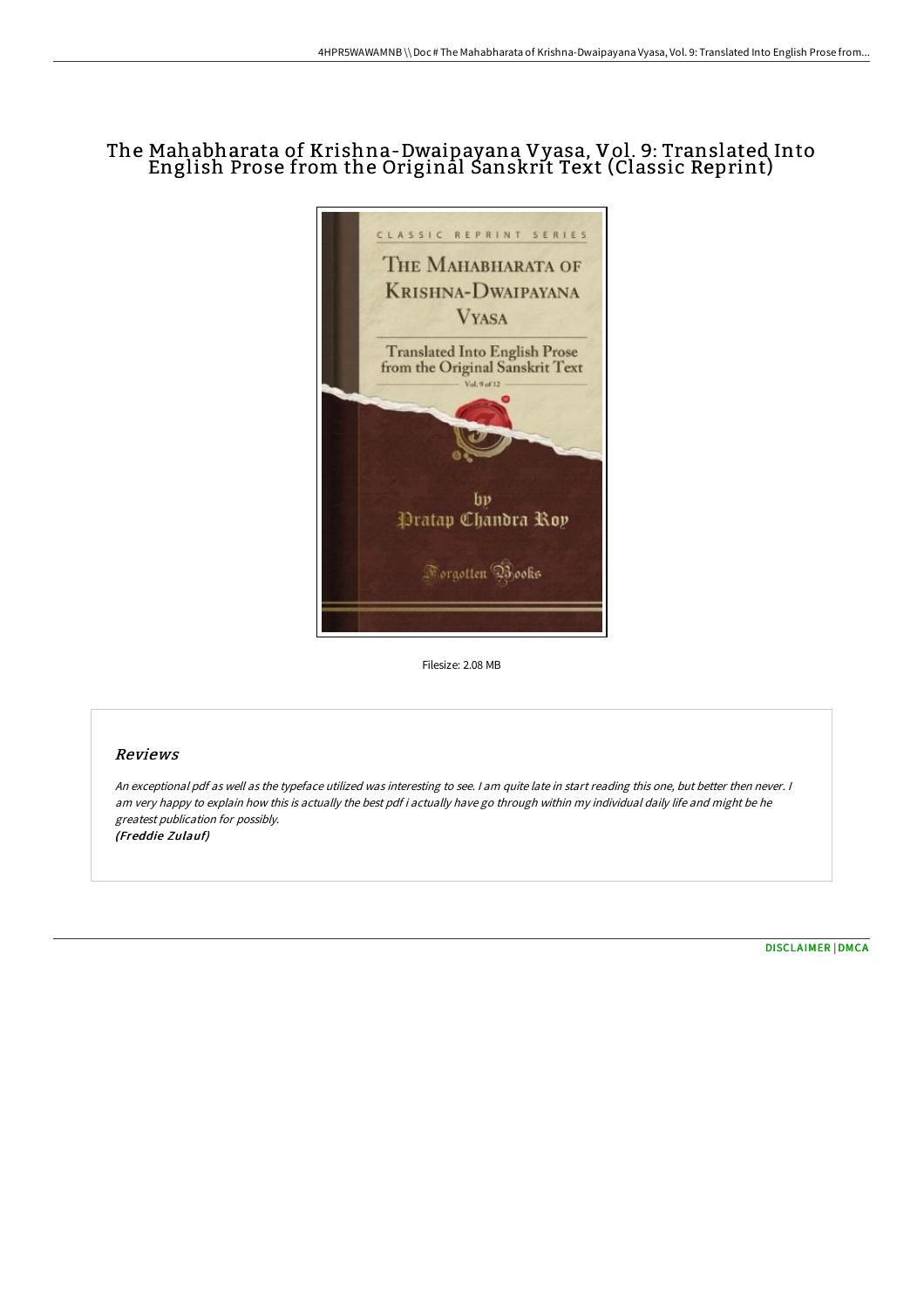# The Mahabharata of Krishna-Dwaipayana Vyasa, Vol. 9: Translated Into English Prose from the Original Sanskrit Text (Classic Reprint)

Filesize: 2.08 MB

## Reviews

*An exceptional pdf as well as the typeface utilized was interesting to see. I am quite late in start reading this one, but better then never. I am very happy to explain how this is actually the best pdf i actually have go through within my individual daily life and might be he greatest publication for possibly.*
*(Freddie Zulauf)*

DISCLAIMER | DMCA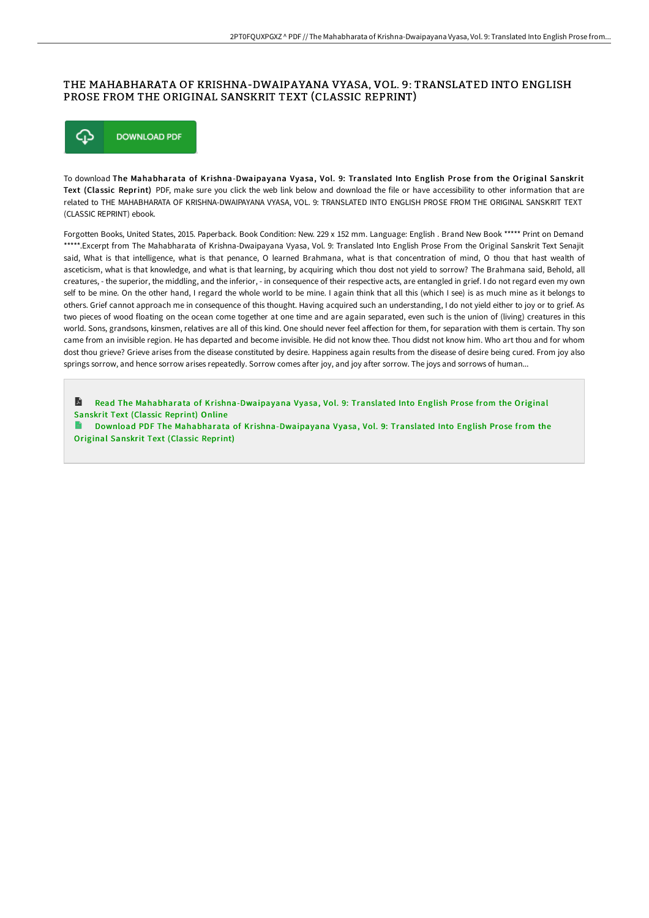# THE MAHABHARATA OF KRISHNA-DWAIPAYANA VYASA, VOL. 9: TRANSLATED INTO ENGLISH PROSE FROM THE ORIGINAL SANSKRIT TEXT (CLASSIC REPRINT)

DOWNLOAD PDF

To download **The Mahabharata of Krishna-Dwaipayana Vyasa, Vol. 9: Translated Into English Prose from the Original Sanskrit Text (Classic Reprint)** PDF, make sure you click the web link below and download the file or have accessibility to other information that are related to THE MAHABHARATA OF KRISHNA-DWAIPAYANA VYASA, VOL. 9: TRANSLATED INTO ENGLISH PROSE FROM THE ORIGINAL SANSKRIT TEXT (CLASSIC REPRINT) ebook.

Forgotten Books, United States, 2015. Paperback. Book Condition: New. 229 x 152 mm. Language: English . Brand New Book ***** Print on Demand *****.Excerpt from The Mahabharata of Krishna-Dwaipayana Vyasa, Vol. 9: Translated Into English Prose From the Original Sanskrit Text Senajit said, What is that intelligence, what is that penance, O learned Brahmana, what is that concentration of mind, O thou that hast wealth of asceticism, what is that knowledge, and what is that learning, by acquiring which thou dost not yield to sorrow? The Brahmana said, Behold, all creatures, - the superior, the middling, and the inferior, - in consequence of their respective acts, are entangled in grief. I do not regard even my own self to be mine. On the other hand, I regard the whole world to be mine. I again think that all this (which I see) is as much mine as it belongs to others. Grief cannot approach me in consequence of this thought. Having acquired such an understanding, I do not yield either to joy or to grief. As two pieces of wood floating on the ocean come together at one time and are again separated, even such is the union of (living) creatures in this world. Sons, grandsons, kinsmen, relatives are all of this kind. One should never feel affection for them, for separation with them is certain. Thy son came from an invisible region. He has departed and become invisible. He did not know thee. Thou didst not know him. Who art thou and for whom dost thou grieve? Grieve arises from the disease constituted by desire. Happiness again results from the disease of desire being cured. From joy also springs sorrow, and hence sorrow arises repeatedly. Sorrow comes after joy, and joy after sorrow. The joys and sorrows of human...

Read The Mahabharata of Krishna-Dwaipayana Vyasa, Vol. 9: Translated Into English Prose from the Original Sanskrit Text (Classic Reprint) Online

Download PDF The Mahabharata of Krishna-Dwaipayana Vyasa, Vol. 9: Translated Into English Prose from the Original Sanskrit Text (Classic Reprint)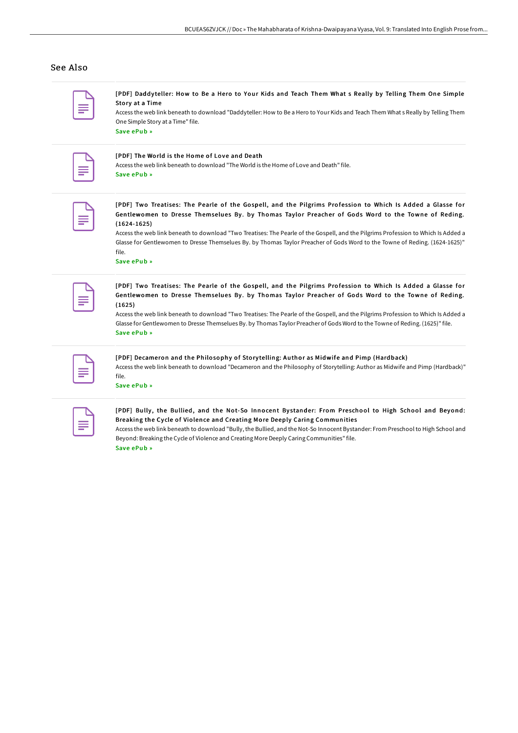## See Also

[PDF] Daddyteller: How to Be a Hero to Your Kids and Teach Them What s Really by Telling Them One Simple Story at a Time

Access the web link beneath to download "Daddyteller: How to Be a Hero to Your Kids and Teach Them What s Really by Telling Them One Simple Story at a Time" file.

Save ePub »

[PDF] The World is the Home of Love and Death

Access the web link beneath to download "The World is the Home of Love and Death" file.

Save ePub »

[PDF] Two Treatises: The Pearle of the Gospell, and the Pilgrims Profession to Which Is Added a Glasse for Gentlewomen to Dresse Themselues By. by Thomas Taylor Preacher of Gods Word to the Towne of Reding. (1624-1625)

Access the web link beneath to download "Two Treatises: The Pearle of the Gospell, and the Pilgrims Profession to Which Is Added a Glasse for Gentlewomen to Dresse Themselues By. by Thomas Taylor Preacher of Gods Word to the Towne of Reding. (1624-1625)" file.

Save ePub »

[PDF] Two Treatises: The Pearle of the Gospell, and the Pilgrims Profession to Which Is Added a Glasse for Gentlewomen to Dresse Themselues By. by Thomas Taylor Preacher of Gods Word to the Towne of Reding. (1625)

Access the web link beneath to download "Two Treatises: The Pearle of the Gospell, and the Pilgrims Profession to Which Is Added a Glasse for Gentlewomen to Dresse Themselues By. by Thomas Taylor Preacher of Gods Word to the Towne of Reding. (1625)" file.

Save ePub »

[PDF] Decameron and the Philosophy of Storytelling: Author as Midwife and Pimp (Hardback)

Access the web link beneath to download "Decameron and the Philosophy of Storytelling: Author as Midwife and Pimp (Hardback)" file.

Save ePub »

[PDF] Bully, the Bullied, and the Not-So Innocent Bystander: From Preschool to High School and Beyond: Breaking the Cycle of Violence and Creating More Deeply Caring Communities

Access the web link beneath to download "Bully, the Bullied, and the Not-So Innocent Bystander: From Preschool to High School and Beyond: Breaking the Cycle of Violence and Creating More Deeply Caring Communities" file.

Save ePub »